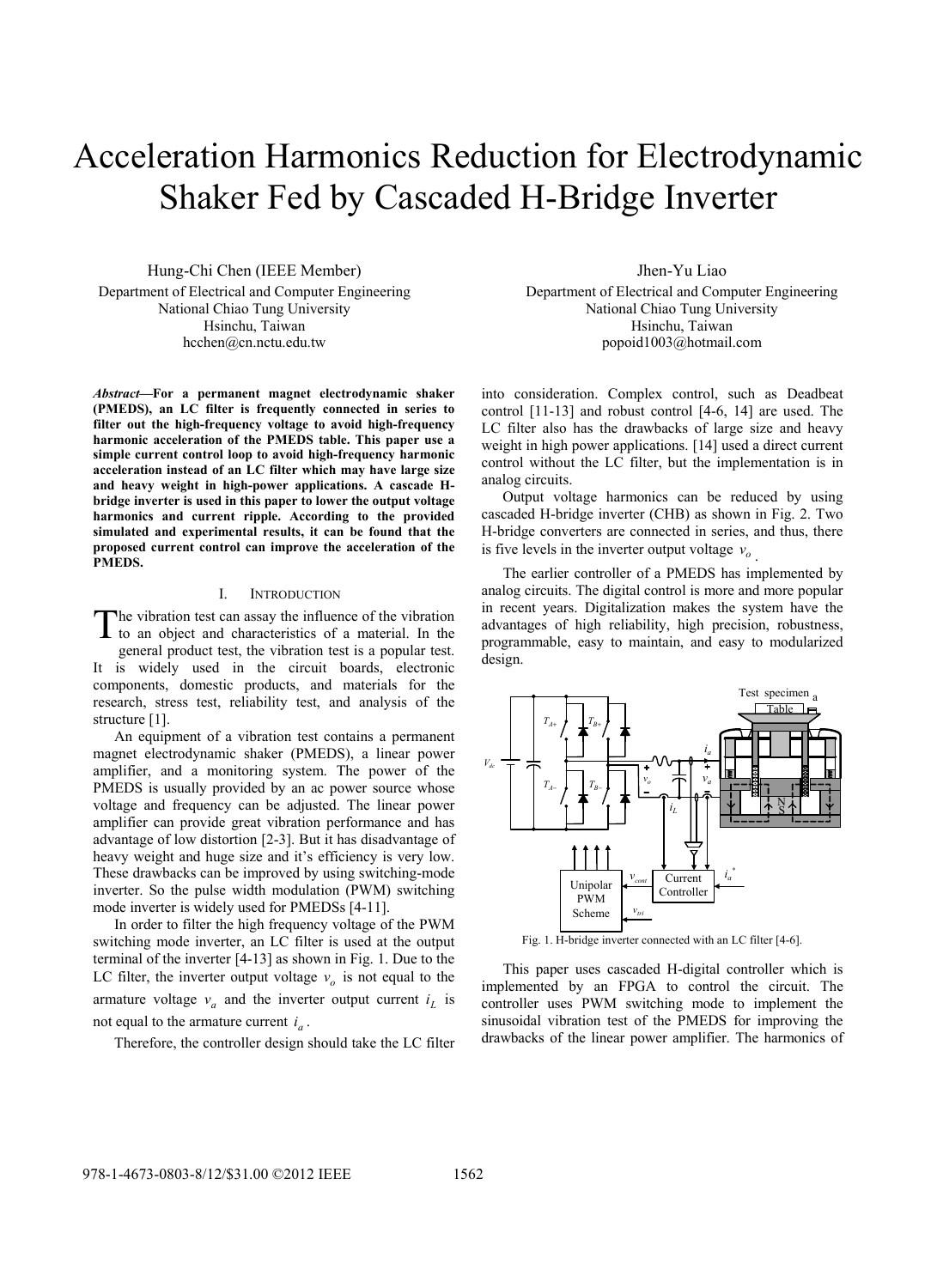# Acceleration Harmonics Reduction for Electrodynamic Shaker Fed by Cascaded H-Bridge Inverter

Hung-Chi Chen (IEEE Member)
Department of Electrical and Computer Engineering
National Chiao Tung University
Hsinchu, Taiwan
hcchen@cn.nctu.edu.tw

Jhen-Yu Liao
Department of Electrical and Computer Engineering
National Chiao Tung University
Hsinchu, Taiwan
popoid1003@hotmail.com

***Abstract*—For a permanent magnet electrodynamic shaker (PMEDS), an LC filter is frequently connected in series to filter out the high-frequency voltage to avoid high-frequency harmonic acceleration of the PMEDS table. This paper use a simple current control loop to avoid high-frequency harmonic acceleration instead of an LC filter which may have large size and heavy weight in high-power applications. A cascade H-bridge inverter is used in this paper to lower the output voltage harmonics and current ripple. According to the provided simulated and experimental results, it can be found that the proposed current control can improve the acceleration of the PMEDS.**

## I. Introduction

The vibration test can assay the influence of the vibration to an object and characteristics of a material. In the general product test, the vibration test is a popular test. It is widely used in the circuit boards, electronic components, domestic products, and materials for the research, stress test, reliability test, and analysis of the structure [1].

An equipment of a vibration test contains a permanent magnet electrodynamic shaker (PMEDS), a linear power amplifier, and a monitoring system. The power of the PMEDS is usually provided by an ac power source whose voltage and frequency can be adjusted. The linear power amplifier can provide great vibration performance and has advantage of low distortion [2-3]. But it has disadvantage of heavy weight and huge size and it's efficiency is very low. These drawbacks can be improved by using switching-mode inverter. So the pulse width modulation (PWM) switching mode inverter is widely used for PMEDSs [4-11].

In order to filter the high frequency voltage of the PWM switching mode inverter, an LC filter is used at the output terminal of the inverter [4-13] as shown in Fig. 1. Due to the LC filter, the inverter output voltage $v_o$ is not equal to the armature voltage $v_a$ and the inverter output current $i_L$ is not equal to the armature current $i_a$.

Therefore, the controller design should take the LC filter into consideration. Complex control, such as Deadbeat control [11-13] and robust control [4-6, 14] are used. The LC filter also has the drawbacks of large size and heavy weight in high power applications. [14] used a direct current control without the LC filter, but the implementation is in analog circuits.

Output voltage harmonics can be reduced by using cascaded H-bridge inverter (CHB) as shown in Fig. 2. Two H-bridge converters are connected in series, and thus, there is five levels in the inverter output voltage $v_o$.

The earlier controller of a PMEDS has implemented by analog circuits. The digital control is more and more popular in recent years. Digitalization makes the system have the advantages of high reliability, high precision, robustness, programmable, easy to maintain, and easy to modularized design.

Fig. 1. H-bridge inverter connected with an LC filter [4-6].

This paper uses cascaded H-digital controller which is implemented by an FPGA to control the circuit. The controller uses PWM switching mode to implement the sinusoidal vibration test of the PMEDS for improving the drawbacks of the linear power amplifier. The harmonics of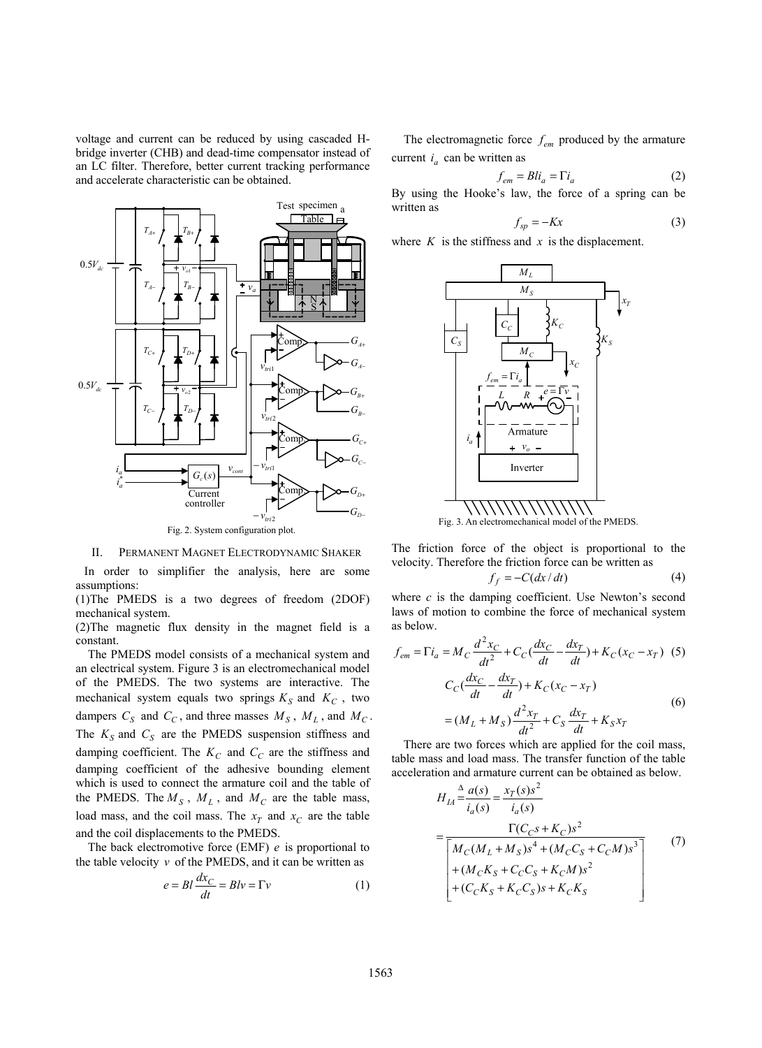voltage and current can be reduced by using cascaded H-bridge inverter (CHB) and dead-time compensator instead of an LC filter. Therefore, better current tracking performance and accelerate characteristic can be obtained.

Fig. 2. System configuration plot.

## II. Permanent Magnet Electrodynamic Shaker

In order to simplifier the analysis, here are some assumptions:

(1)The PMEDS is a two degrees of freedom (2DOF) mechanical system.

(2)The magnetic flux density in the magnet field is a constant.

The PMEDS model consists of a mechanical system and an electrical system. Figure 3 is an electromechanical model of the PMEDS. The two systems are interactive. The mechanical system equals two springs $K_S$ and $K_C$, two dampers $C_S$ and $C_C$, and three masses $M_S$, $M_L$, and $M_C$. The $K_S$ and $C_S$ are the PMEDS suspension stiffness and damping coefficient. The $K_C$ and $C_C$ are the stiffness and damping coefficient of the adhesive bounding element which is used to connect the armature coil and the table of the PMEDS. The $M_S$, $M_L$, and $M_C$ are the table mass, load mass, and the coil mass. The $x_T$ and $x_C$ are the table and the coil displacements to the PMEDS.

The back electromotive force (EMF) $e$ is proportional to the table velocity $v$ of the PMEDS, and it can be written as

$$e = Bl\frac{dx_C}{dt} = Blv = \Gamma v \tag{1}$$

The electromagnetic force $f_{em}$ produced by the armature current $i_a$ can be written as

$$f_{em} = Bli_a = \Gamma i_a \tag{2}$$

By using the Hooke's law, the force of a spring can be written as

$$f_{sp} = -Kx \tag{3}$$

where $K$ is the stiffness and $x$ is the displacement.

Fig. 3. An electromechanical model of the PMEDS.

The friction force of the object is proportional to the velocity. Therefore the friction force can be written as

$$f_f = -C(dx/dt) \tag{4}$$

where $c$ is the damping coefficient. Use Newton's second laws of motion to combine the force of mechanical system as below.

$$f_{em} = \Gamma i_a = M_C\frac{d^2x_C}{dt^2} + C_C(\frac{dx_C}{dt} - \frac{dx_T}{dt}) + K_C(x_C - x_T) \tag{5}$$

$$\begin{aligned} &C_C(\frac{dx_C}{dt} - \frac{dx_T}{dt}) + K_C(x_C - x_T) \\ &= (M_L + M_S)\frac{d^2x_T}{dt^2} + C_S\frac{dx_T}{dt} + K_S x_T \end{aligned} \tag{6}$$

There are two forces which are applied for the coil mass, table mass and load mass. The transfer function of the table acceleration and armature current can be obtained as below.

$$\begin{aligned} H_{IA} &\overset{\Delta}{=} \frac{a(s)}{i_a(s)} = \frac{x_T(s)s^2}{i_a(s)} \\ &= \frac{\Gamma(C_C s + K_C)s^2}{\left[\begin{aligned} &M_C(M_L + M_S)s^4 + (M_C C_S + C_C M)s^3 \\ &+ (M_C K_S + C_C C_S + K_C M)s^2 \\ &+ (C_C K_S + K_C C_S)s + K_C K_S \end{aligned}\right]} \end{aligned} \tag{7}$$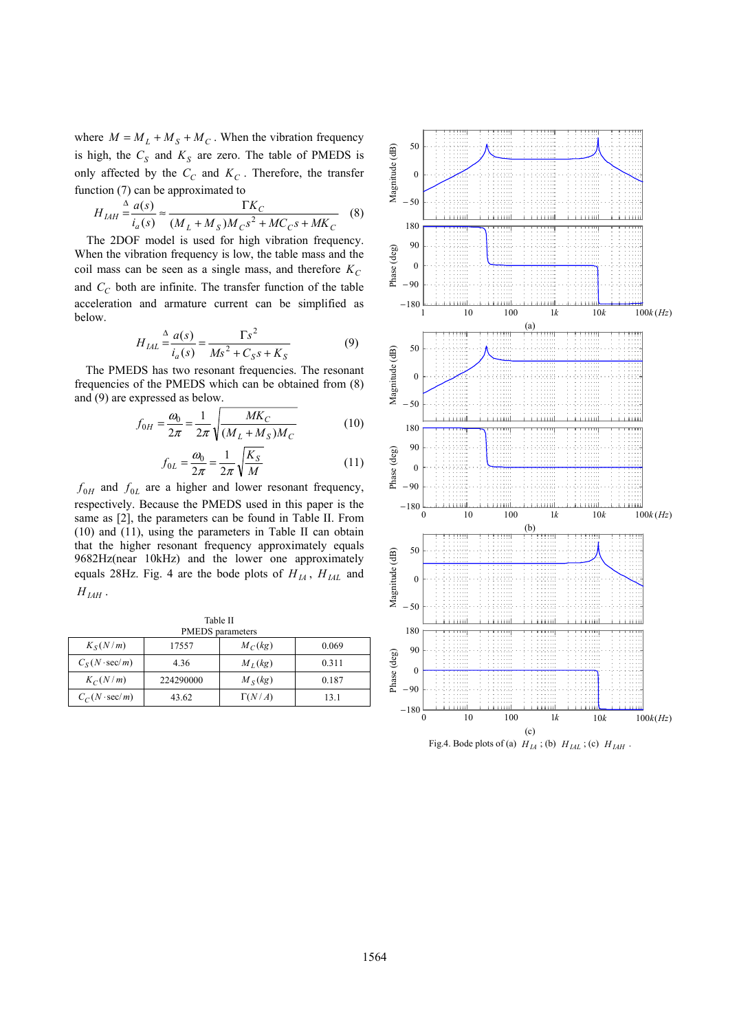where $M = M_L + M_S + M_C$. When the vibration frequency is high, the $C_S$ and $K_S$ are zero. The table of PMEDS is only affected by the $C_C$ and $K_C$. Therefore, the transfer function (7) can be approximated to

$$H_{IAH} \overset{\Delta}{=} \frac{a(s)}{i_a(s)} \approx \frac{\Gamma K_C}{(M_L + M_S) M_C s^2 + M C_C s + M K_C} \tag{8}$$

The 2DOF model is used for high vibration frequency. When the vibration frequency is low, the table mass and the coil mass can be seen as a single mass, and therefore $K_C$ and $C_C$ both are infinite. The transfer function of the table acceleration and armature current can be simplified as below.

$$H_{IAL} \overset{\Delta}{=} \frac{a(s)}{i_a(s)} = \frac{\Gamma s^2}{M s^2 + C_S s + K_S} \tag{9}$$

The PMEDS has two resonant frequencies. The resonant frequencies of the PMEDS which can be obtained from (8) and (9) are expressed as below.

$$f_{0H} = \frac{\omega_0}{2\pi} = \frac{1}{2\pi}\sqrt{\frac{M K_C}{(M_L + M_S) M_C}} \tag{10}$$

$$f_{0L} = \frac{\omega_0}{2\pi} = \frac{1}{2\pi}\sqrt{\frac{K_S}{M}} \tag{11}$$

$f_{0H}$ and $f_{0L}$ are a higher and lower resonant frequency, respectively. Because the PMEDS used in this paper is the same as [2], the parameters can be found in Table II. From (10) and (11), using the parameters in Table II can obtain that the higher resonant frequency approximately equals 9682Hz(near 10kHz) and the lower one approximately equals 28Hz. Fig. 4 are the bode plots of $H_{IA}$, $H_{IAL}$ and $H_{IAH}$.

Table II
PMEDS parameters

| $K_S(N/m)$ | 17557 | $M_C(kg)$ | 0.069 |
|---|---|---|---|
| $C_S(N \cdot \text{sec}/m)$ | 4.36 | $M_L(kg)$ | 0.311 |
| $K_C(N/m)$ | 224290000 | $M_S(kg)$ | 0.187 |
| $C_C(N \cdot \text{sec}/m)$ | 43.62 | $\Gamma(N/A)$ | 13.1 |

Fig.4. Bode plots of (a) $H_{IA}$; (b) $H_{IAL}$; (c) $H_{IAH}$.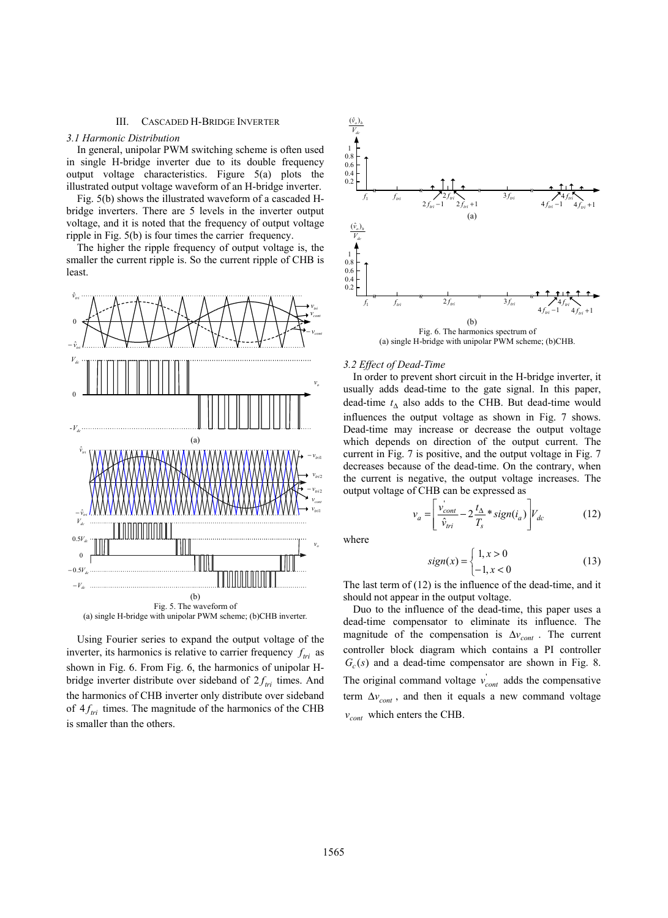## III. Cascaded H-Bridge Inverter

### 3.1 Harmonic Distribution

In general, unipolar PWM switching scheme is often used in single H-bridge inverter due to its double frequency output voltage characteristics. Figure 5(a) plots the illustrated output voltage waveform of an H-bridge inverter.

Fig. 5(b) shows the illustrated waveform of a cascaded H-bridge inverters. There are 5 levels in the inverter output voltage, and it is noted that the frequency of output voltage ripple in Fig. 5(b) is four times the carrier frequency.

The higher the ripple frequency of output voltage is, the smaller the current ripple is. So the current ripple of CHB is least.

Fig. 5. The waveform of
(a) single H-bridge with unipolar PWM scheme; (b)CHB inverter.

Using Fourier series to expand the output voltage of the inverter, its harmonics is relative to carrier frequency $f_{tri}$ as shown in Fig. 6. From Fig. 6, the harmonics of unipolar H-bridge inverter distribute over sideband of $2f_{tri}$ times. And the harmonics of CHB inverter only distribute over sideband of $4f_{tri}$ times. The magnitude of the harmonics of the CHB is smaller than the others.

Fig. 6. The harmonics spectrum of
(a) single H-bridge with unipolar PWM scheme; (b)CHB.

### 3.2 Effect of Dead-Time

In order to prevent short circuit in the H-bridge inverter, it usually adds dead-time to the gate signal. In this paper, dead-time $t_\Delta$ also adds to the CHB. But dead-time would influences the output voltage as shown in Fig. 7 shows. Dead-time may increase or decrease the output voltage which depends on direction of the output current. The current in Fig. 7 is positive, and the output voltage in Fig. 7 decreases because of the dead-time. On the contrary, when the current is negative, the output voltage increases. The output voltage of CHB can be expressed as

$$v_a = \left[ \frac{v'_{cont}}{\hat{v}_{tri}} - 2\frac{t_\Delta}{T_s} * sign(i_a) \right] V_{dc} \tag{12}$$

where

$$sign(x) = \begin{cases} 1, x > 0 \\ -1, x < 0 \end{cases} \tag{13}$$

The last term of (12) is the influence of the dead-time, and it should not appear in the output voltage.

Duo to the influence of the dead-time, this paper uses a dead-time compensator to eliminate its influence. The magnitude of the compensation is $\Delta v_{cont}$. The current controller block diagram which contains a PI controller $G_c(s)$ and a dead-time compensator are shown in Fig. 8. The original command voltage $v'_{cont}$ adds the compensative term $\Delta v_{cont}$, and then it equals a new command voltage $v_{cont}$ which enters the CHB.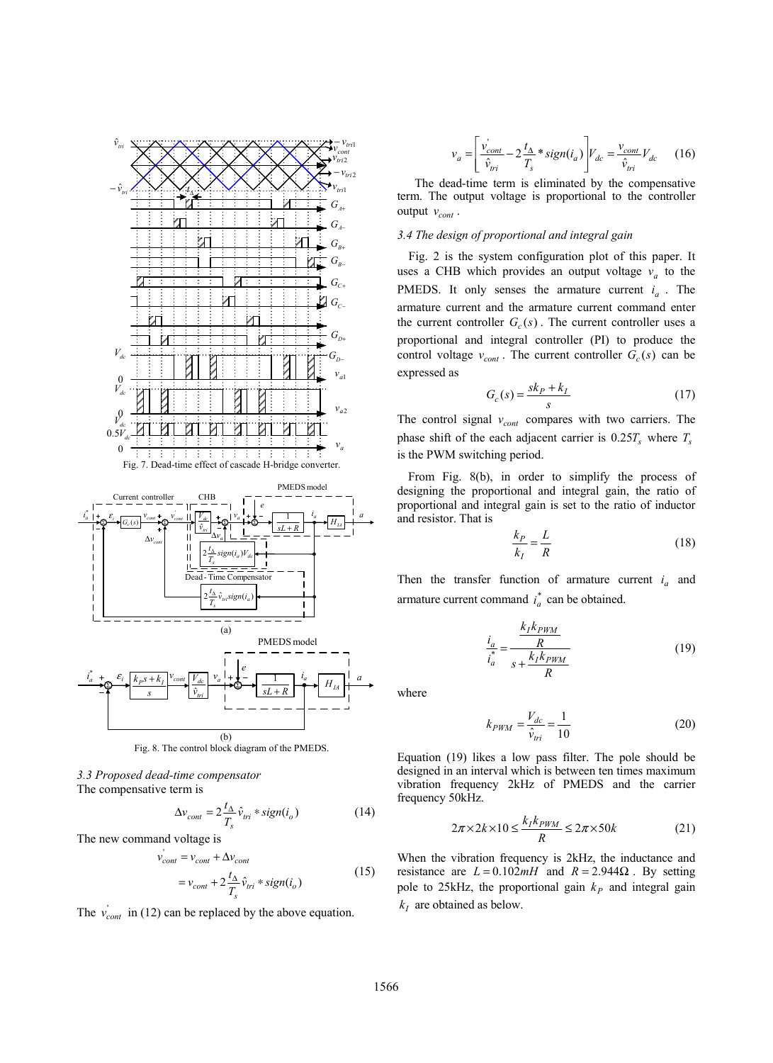Fig. 7. Dead-time effect of cascade H-bridge converter.

Fig. 8. The control block diagram of the PMEDS.

### 3.3 Proposed dead-time compensator

The compensative term is

$$\Delta v_{cont} = 2\frac{t_\Delta}{T_s}\hat{v}_{tri} * sign(i_o) \tag{14}$$

The new command voltage is

$$\begin{aligned} v_{cont}^{'} &= v_{cont} + \Delta v_{cont} \\ &= v_{cont} + 2\frac{t_\Delta}{T_s}\hat{v}_{tri} * sign(i_o) \end{aligned} \tag{15}$$

The $v_{cont}^{'}$ in (12) can be replaced by the above equation.

$$v_a = \left[\frac{v_{cont}^{'}}{\hat{v}_{tri}} - 2\frac{t_\Delta}{T_s} * sign(i_a)\right]V_{dc} = \frac{v_{cont}}{\hat{v}_{tri}}V_{dc} \tag{16}$$

The dead-time term is eliminated by the compensative term. The output voltage is proportional to the controller output $v_{cont}$.

### 3.4 The design of proportional and integral gain

Fig. 2 is the system configuration plot of this paper. It uses a CHB which provides an output voltage $v_a$ to the PMEDS. It only senses the armature current $i_a$. The armature current and the armature current command enter the current controller $G_c(s)$. The current controller uses a proportional and integral controller (PI) to produce the control voltage $v_{cont}$. The current controller $G_c(s)$ can be expressed as

$$G_c(s) = \frac{sk_P + k_I}{s} \tag{17}$$

The control signal $v_{cont}$ compares with two carriers. The phase shift of the each adjacent carrier is $0.25T_s$ where $T_s$ is the PWM switching period.

From Fig. 8(b), in order to simplify the process of designing the proportional and integral gain, the ratio of proportional and integral gain is set to the ratio of inductor and resistor. That is

$$\frac{k_P}{k_I} = \frac{L}{R} \tag{18}$$

Then the transfer function of armature current $i_a$ and armature current command $i_a^*$ can be obtained.

$$\frac{i_a}{i_a^*} = \frac{\dfrac{k_I k_{PWM}}{R}}{s + \dfrac{k_I k_{PWM}}{R}} \tag{19}$$

where

$$k_{PWM} = \frac{V_{dc}}{\hat{v}_{tri}} = \frac{1}{10} \tag{20}$$

Equation (19) likes a low pass filter. The pole should be designed in an interval which is between ten times maximum vibration frequency 2kHz of PMEDS and the carrier frequency 50kHz.

$$2\pi \times 2k \times 10 \le \frac{k_I k_{PWM}}{R} \le 2\pi \times 50k \tag{21}$$

When the vibration frequency is 2kHz, the inductance and resistance are $L = 0.102mH$ and $R = 2.944\Omega$. By setting pole to 25kHz, the proportional gain $k_P$ and integral gain $k_I$ are obtained as below.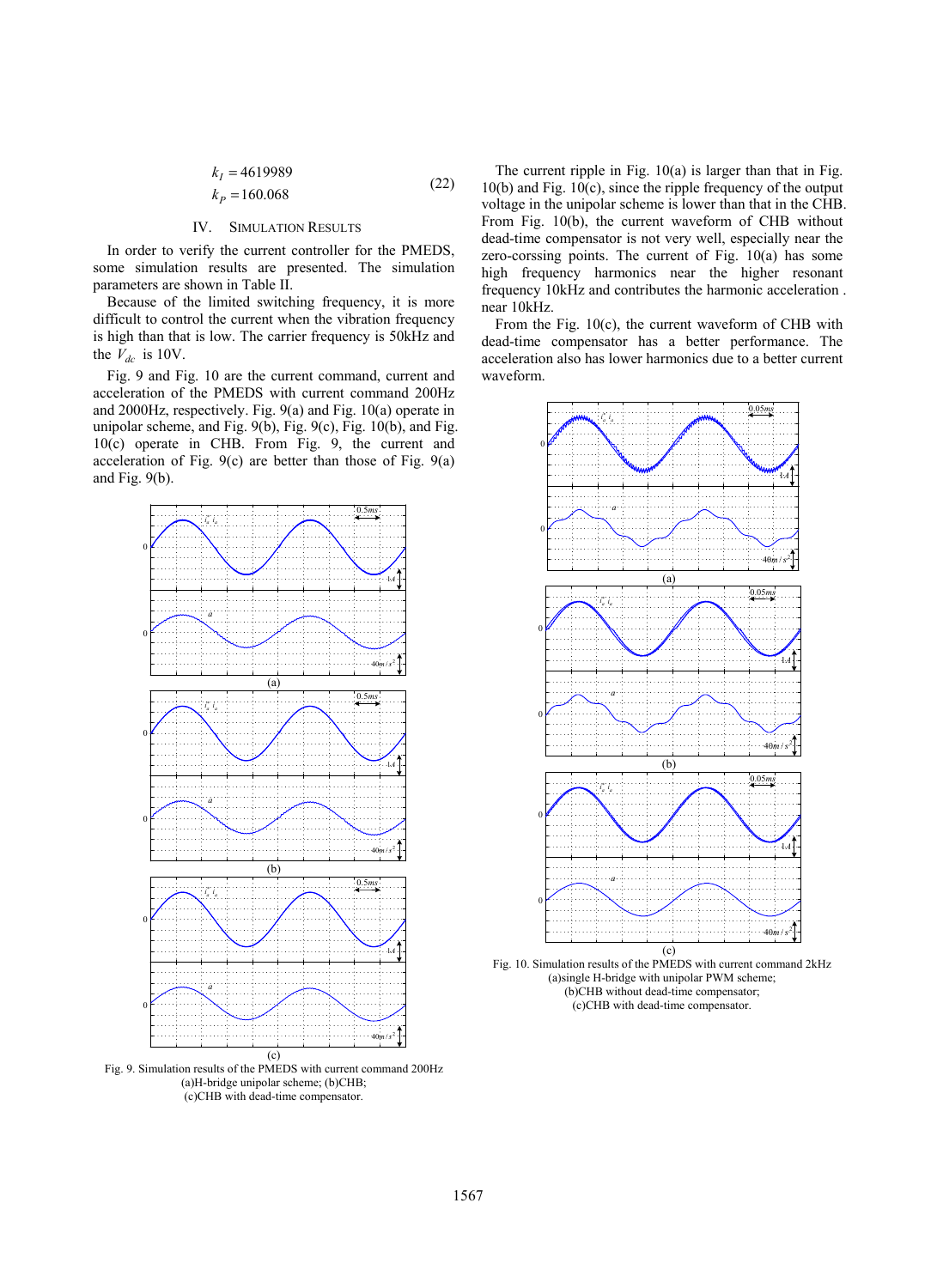$$
\begin{aligned}
k_I &= 4619989 \\
k_P &= 160.068
\end{aligned} \tag{22}
$$

## IV. Simulation Results

In order to verify the current controller for the PMEDS, some simulation results are presented. The simulation parameters are shown in Table II.

Because of the limited switching frequency, it is more difficult to control the current when the vibration frequency is high than that is low. The carrier frequency is 50kHz and the $V_{dc}$ is 10V.

Fig. 9 and Fig. 10 are the current command, current and acceleration of the PMEDS with current command 200Hz and 2000Hz, respectively. Fig. 9(a) and Fig. 10(a) operate in unipolar scheme, and Fig. 9(b), Fig. 9(c), Fig. 10(b), and Fig. 10(c) operate in CHB. From Fig. 9, the current and acceleration of Fig. 9(c) are better than those of Fig. 9(a) and Fig. 9(b).

Fig. 9. Simulation results of the PMEDS with current command 200Hz (a)H-bridge unipolar scheme; (b)CHB; (c)CHB with dead-time compensator.

The current ripple in Fig. 10(a) is larger than that in Fig. 10(b) and Fig. 10(c), since the ripple frequency of the output voltage in the unipolar scheme is lower than that in the CHB. From Fig. 10(b), the current waveform of CHB without dead-time compensator is not very well, especially near the zero-corssing points. The current of Fig. 10(a) has some high frequency harmonics near the higher resonant frequency 10kHz and contributes the harmonic acceleration . near 10kHz.

From the Fig. 10(c), the current waveform of CHB with dead-time compensator has a better performance. The acceleration also has lower harmonics due to a better current waveform.

Fig. 10. Simulation results of the PMEDS with current command 2kHz (a)single H-bridge with unipolar PWM scheme; (b)CHB without dead-time compensator; (c)CHB with dead-time compensator.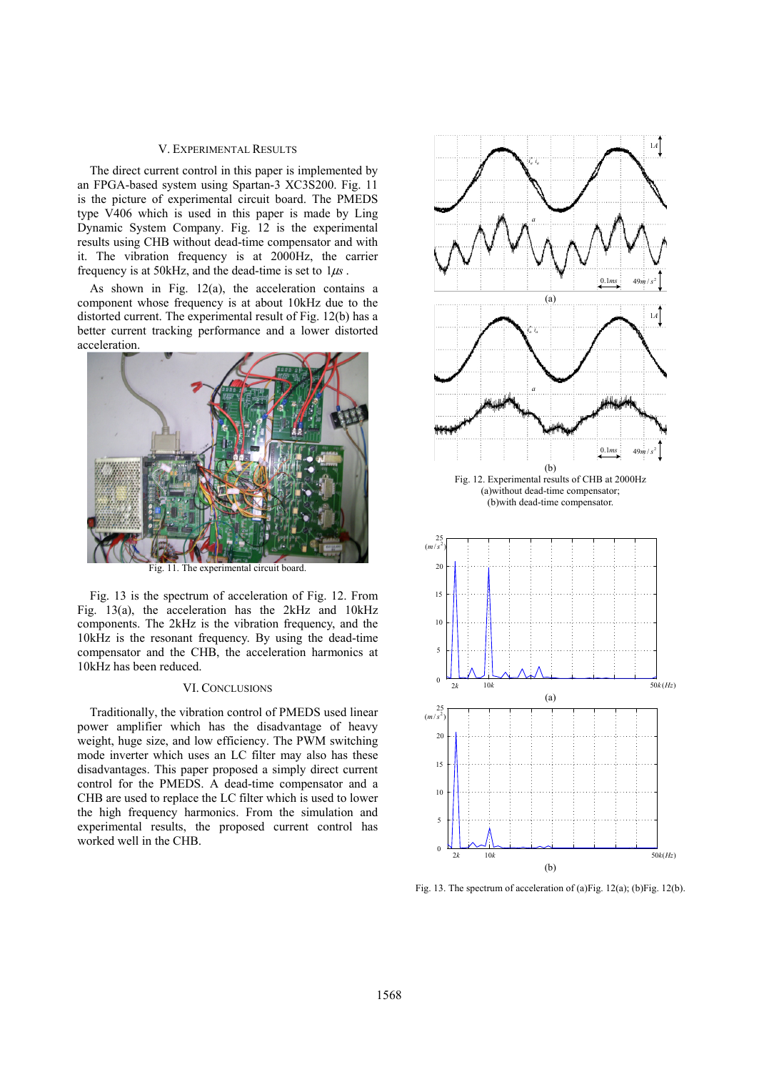## V. Experimental Results

The direct current control in this paper is implemented by an FPGA-based system using Spartan-3 XC3S200. Fig. 11 is the picture of experimental circuit board. The PMEDS type V406 which is used in this paper is made by Ling Dynamic System Company. Fig. 12 is the experimental results using CHB without dead-time compensator and with it. The vibration frequency is at 2000Hz, the carrier frequency is at 50kHz, and the dead-time is set to $1\mu s$.

As shown in Fig. 12(a), the acceleration contains a component whose frequency is at about 10kHz due to the distorted current. The experimental result of Fig. 12(b) has a better current tracking performance and a lower distorted acceleration.

Fig. 11. The experimental circuit board.

Fig. 12. Experimental results of CHB at 2000Hz (a)without dead-time compensator; (b)with dead-time compensator.

Fig. 13 is the spectrum of acceleration of Fig. 12. From Fig. 13(a), the acceleration has the 2kHz and 10kHz components. The 2kHz is the vibration frequency, and the 10kHz is the resonant frequency. By using the dead-time compensator and the CHB, the acceleration harmonics at 10kHz has been reduced.

Fig. 13. The spectrum of acceleration of (a)Fig. 12(a); (b)Fig. 12(b).

## VI. Conclusions

Traditionally, the vibration control of PMEDS used linear power amplifier which has the disadvantage of heavy weight, huge size, and low efficiency. The PWM switching mode inverter which uses an LC filter may also has these disadvantages. This paper proposed a simply direct current control for the PMEDS. A dead-time compensator and a CHB are used to replace the LC filter which is used to lower the high frequency harmonics. From the simulation and experimental results, the proposed current control has worked well in the CHB.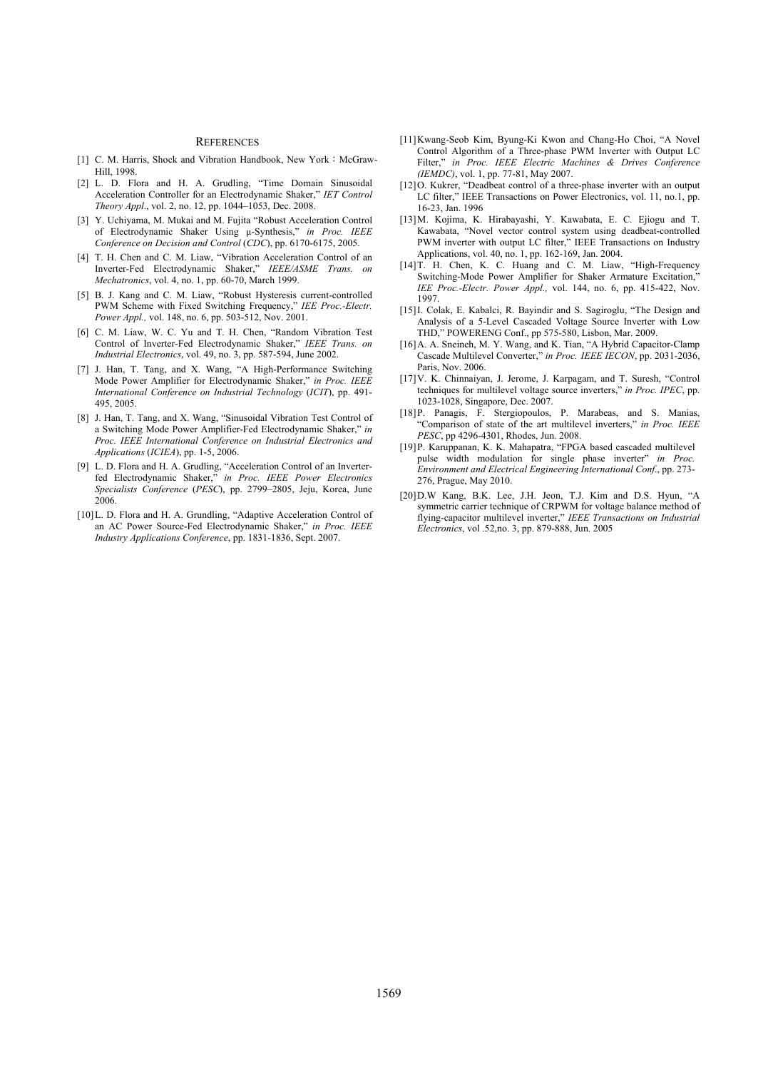## REFERENCES

[1] C. M. Harris, Shock and Vibration Handbook, New York：McGraw-Hill, 1998.

[2] L. D. Flora and H. A. Grudling, "Time Domain Sinusoidal Acceleration Controller for an Electrodynamic Shaker," *IET Control Theory Appl.*, vol. 2, no. 12, pp. 1044–1053, Dec. 2008.

[3] Y. Uchiyama, M. Mukai and M. Fujita "Robust Acceleration Control of Electrodynamic Shaker Using μ-Synthesis," *in Proc. IEEE Conference on Decision and Control* (*CDC*), pp. 6170-6175, 2005.

[4] T. H. Chen and C. M. Liaw, "Vibration Acceleration Control of an Inverter-Fed Electrodynamic Shaker," *IEEE/ASME Trans. on Mechatronics*, vol. 4, no. 1, pp. 60-70, March 1999.

[5] B. J. Kang and C. M. Liaw, "Robust Hysteresis current-controlled PWM Scheme with Fixed Switching Frequency," *IEE Proc.-Electr. Power Appl.,* vol. 148, no. 6, pp. 503-512, Nov. 2001.

[6] C. M. Liaw, W. C. Yu and T. H. Chen, "Random Vibration Test Control of Inverter-Fed Electrodynamic Shaker," *IEEE Trans. on Industrial Electronics*, vol. 49, no. 3, pp. 587-594, June 2002.

[7] J. Han, T. Tang, and X. Wang, "A High-Performance Switching Mode Power Amplifier for Electrodynamic Shaker," *in Proc. IEEE International Conference on Industrial Technology* (*ICIT*), pp. 491-495, 2005.

[8] J. Han, T. Tang, and X. Wang, "Sinusoidal Vibration Test Control of a Switching Mode Power Amplifier-Fed Electrodynamic Shaker," *in Proc. IEEE International Conference on Industrial Electronics and Applications* (*ICIEA*), pp. 1-5, 2006.

[9] L. D. Flora and H. A. Grudling, "Acceleration Control of an Inverter-fed Electrodynamic Shaker," *in Proc. IEEE Power Electronics Specialists Conference* (*PESC*), pp. 2799–2805, Jeju, Korea, June 2006.

[10] L. D. Flora and H. A. Grundling, "Adaptive Acceleration Control of an AC Power Source-Fed Electrodynamic Shaker," *in Proc. IEEE Industry Applications Conference*, pp. 1831-1836, Sept. 2007.

[11] Kwang-Seob Kim, Byung-Ki Kwon and Chang-Ho Choi, "A Novel Control Algorithm of a Three-phase PWM Inverter with Output LC Filter," *in Proc. IEEE Electric Machines & Drives Conference (IEMDC)*, vol. 1, pp. 77-81, May 2007.

[12] O. Kukrer, "Deadbeat control of a three-phase inverter with an output LC filter," IEEE Transactions on Power Electronics, vol. 11, no.1, pp. 16-23, Jan. 1996

[13] M. Kojima, K. Hirabayashi, Y. Kawabata, E. C. Ejiogu and T. Kawabata, "Novel vector control system using deadbeat-controlled PWM inverter with output LC filter," IEEE Transactions on Industry Applications, vol. 40, no. 1, pp. 162-169, Jan. 2004.

[14] T. H. Chen, K. C. Huang and C. M. Liaw, "High-Frequency Switching-Mode Power Amplifier for Shaker Armature Excitation," *IEE Proc.-Electr. Power Appl.,* vol. 144, no. 6, pp. 415-422, Nov. 1997.

[15] I. Colak, E. Kabalci, R. Bayindir and S. Sagiroglu, "The Design and Analysis of a 5-Level Cascaded Voltage Source Inverter with Low THD," POWERENG Conf., pp 575-580, Lisbon, Mar. 2009.

[16] A. A. Sneineh, M. Y. Wang, and K. Tian, "A Hybrid Capacitor-Clamp Cascade Multilevel Converter," *in Proc. IEEE IECON*, pp. 2031-2036, Paris, Nov. 2006.

[17] V. K. Chinnaiyan, J. Jerome, J. Karpagam, and T. Suresh, "Control techniques for multilevel voltage source inverters," *in Proc. IPEC*, pp. 1023-1028, Singapore, Dec. 2007.

[18] P. Panagis, F. Stergiopoulos, P. Marabeas, and S. Manias, "Comparison of state of the art multilevel inverters," *in Proc. IEEE PESC*, pp 4296-4301, Rhodes, Jun. 2008.

[19] P. Karuppanan, K. K. Mahapatra, "FPGA based cascaded multilevel pulse width modulation for single phase inverter" *in Proc. Environment and Electrical Engineering International Conf*., pp. 273-276, Prague, May 2010.

[20] D.W Kang, B.K. Lee, J.H. Jeon, T.J. Kim and D.S. Hyun, "A symmetric carrier technique of CRPWM for voltage balance method of flying-capacitor multilevel inverter," *IEEE Transactions on Industrial Electronics*, vol .52,no. 3, pp. 879-888, Jun. 2005